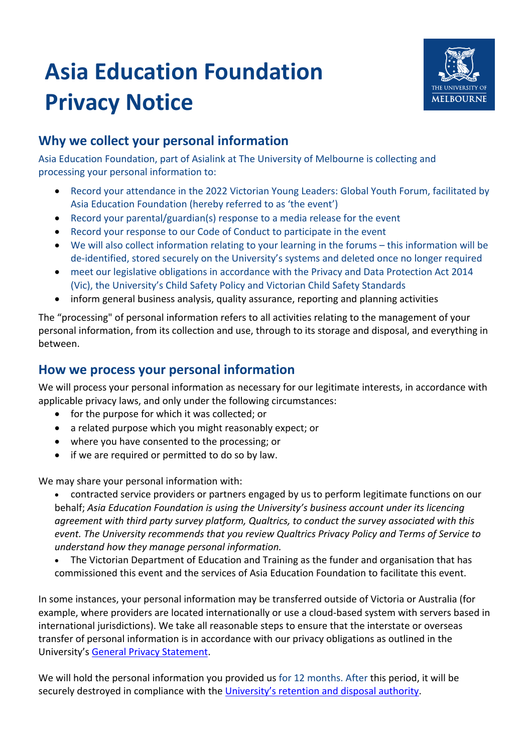# Asia Education Foundation Privacy Notice

## Why we collect your personal information

Asia Education Foundation, part of Asialink at The University of Melbourne is collecting and processing your personal information to:

- Record your attendance in the 2022 Victorian Young Leaders: Global Youth Forum, facilitated by Asia Education Foundation (hereby referred to as 'the event')
- Record your parental/guardian(s) response to a media release for the event
- Record your response to our Code of Conduct to participate in the event
- We will also collect information relating to your learning in the forums – this information will be de-identified, stored securely on the University's systems and deleted once no longer required
- meet our legislative obligations in accordance with the Privacy and Data Protection Act 2014 (Vic), the University's Child Safety Policy and Victorian Child Safety Standards
- inform general business analysis, quality assurance, reporting and planning activities

The "processing" of personal information refers to all activities relating to the management of your personal information, from its collection and use, through to its storage and disposal, and everything in between.

## How we process your personal information

We will process your personal information as necessary for our legitimate interests, in accordance with applicable privacy laws, and only under the following circumstances:

- for the purpose for which it was collected; or
- a related purpose which you might reasonably expect; or
- where you have consented to the processing; or
- if we are required or permitted to do so by law.

We may share your personal information with:

- contracted service providers or partners engaged by us to perform legitimate functions on our behalf; *Asia Education Foundation is using the University's business account under its licencing agreement with third party survey platform, Qualtrics, to conduct the survey associated with this event. The University recommends that you review Qualtrics Privacy Policy and Terms of Service to understand how they manage personal information.*
- The Victorian Department of Education and Training as the funder and organisation that has commissioned this event and the services of Asia Education Foundation to facilitate this event.

In some instances, your personal information may be transferred outside of Victoria or Australia (for example, where providers are located internationally or use a cloud-based system with servers based in international jurisdictions). We take all reasonable steps to ensure that the interstate or overseas transfer of personal information is in accordance with our privacy obligations as outlined in the University's General Privacy Statement.

We will hold the personal information you provided us for 12 months. After this period, it will be securely destroyed in compliance with the University's retention and disposal authority.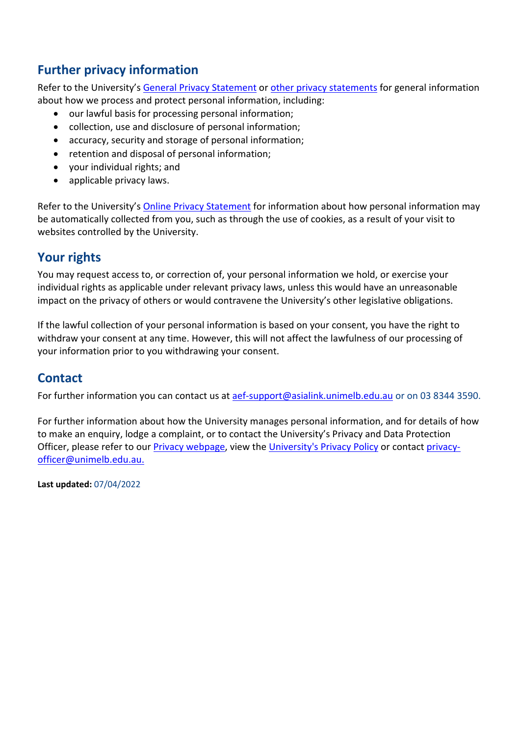## Further privacy information

Refer to the University's General Privacy Statement or other privacy statements for general information about how we process and protect personal information, including:

- our lawful basis for processing personal information;
- collection, use and disclosure of personal information;
- accuracy, security and storage of personal information;
- retention and disposal of personal information;
- your individual rights; and
- applicable privacy laws.

Refer to the University's Online Privacy Statement for information about how personal information may be automatically collected from you, such as through the use of cookies, as a result of your visit to websites controlled by the University.

## Your rights

You may request access to, or correction of, your personal information we hold, or exercise your individual rights as applicable under relevant privacy laws, unless this would have an unreasonable impact on the privacy of others or would contravene the University's other legislative obligations.

If the lawful collection of your personal information is based on your consent, you have the right to withdraw your consent at any time. However, this will not affect the lawfulness of our processing of your information prior to you withdrawing your consent.

## Contact

For further information you can contact us at aef-support@asialink.unimelb.edu.au or on 03 8344 3590.

For further information about how the University manages personal information, and for details of how to make an enquiry, lodge a complaint, or to contact the University's Privacy and Data Protection Officer, please refer to our Privacy webpage, view the University's Privacy Policy or contact privacy-officer@unimelb.edu.au.

**Last updated:** 07/04/2022